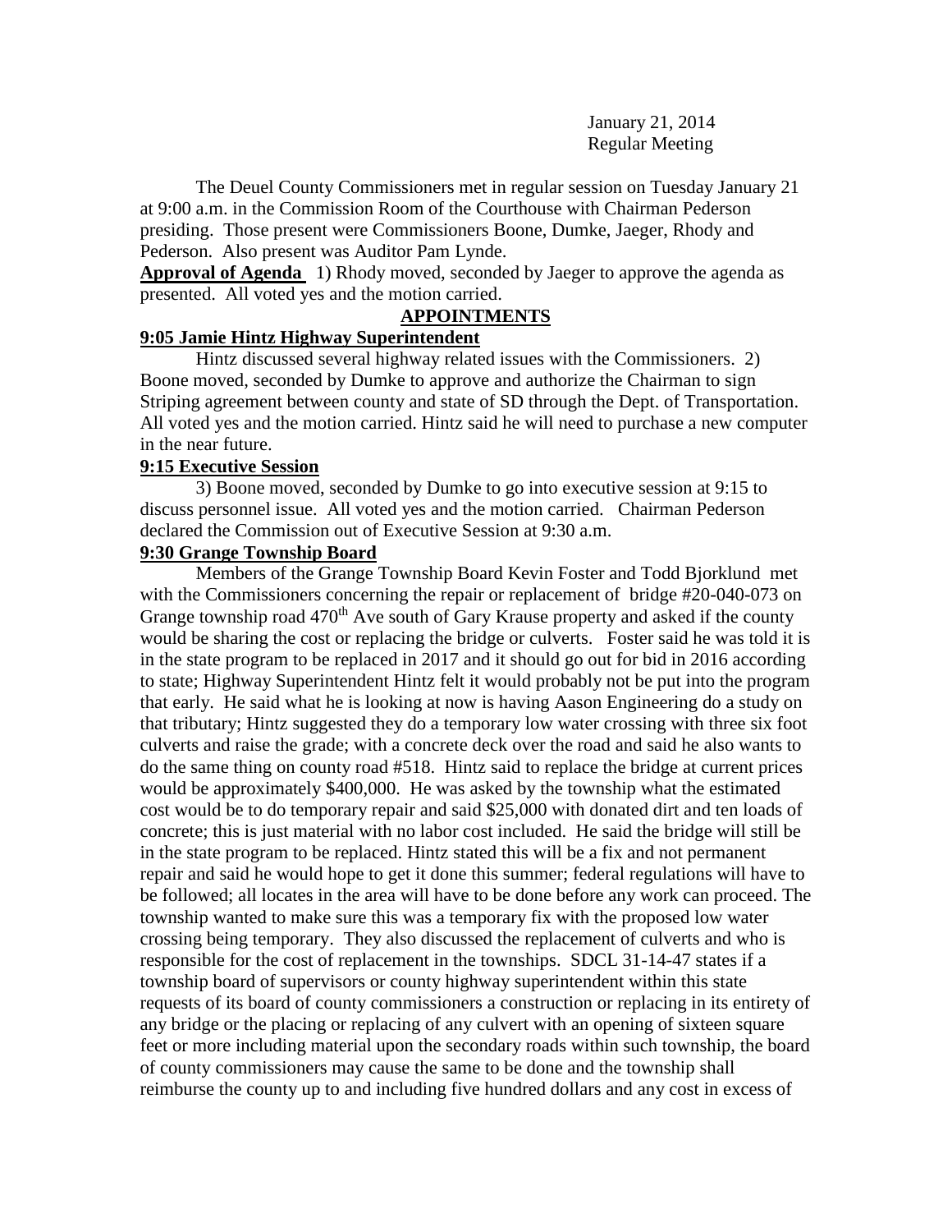January 21, 2014
Regular Meeting

The Deuel County Commissioners met in regular session on Tuesday January 21 at 9:00 a.m. in the Commission Room of the Courthouse with Chairman Pederson presiding. Those present were Commissioners Boone, Dumke, Jaeger, Rhody and Pederson. Also present was Auditor Pam Lynde.

**Approval of Agenda** 1) Rhody moved, seconded by Jaeger to approve the agenda as presented. All voted yes and the motion carried.

## APPOINTMENTS

### 9:05 Jamie Hintz Highway Superintendent

Hintz discussed several highway related issues with the Commissioners. 2) Boone moved, seconded by Dumke to approve and authorize the Chairman to sign Striping agreement between county and state of SD through the Dept. of Transportation. All voted yes and the motion carried. Hintz said he will need to purchase a new computer in the near future.

### 9:15 Executive Session

3) Boone moved, seconded by Dumke to go into executive session at 9:15 to discuss personnel issue. All voted yes and the motion carried. Chairman Pederson declared the Commission out of Executive Session at 9:30 a.m.

### 9:30 Grange Township Board

Members of the Grange Township Board Kevin Foster and Todd Bjorklund met with the Commissioners concerning the repair or replacement of bridge #20-040-073 on Grange township road 470th Ave south of Gary Krause property and asked if the county would be sharing the cost or replacing the bridge or culverts. Foster said he was told it is in the state program to be replaced in 2017 and it should go out for bid in 2016 according to state; Highway Superintendent Hintz felt it would probably not be put into the program that early. He said what he is looking at now is having Aason Engineering do a study on that tributary; Hintz suggested they do a temporary low water crossing with three six foot culverts and raise the grade; with a concrete deck over the road and said he also wants to do the same thing on county road #518. Hintz said to replace the bridge at current prices would be approximately $400,000. He was asked by the township what the estimated cost would be to do temporary repair and said $25,000 with donated dirt and ten loads of concrete; this is just material with no labor cost included. He said the bridge will still be in the state program to be replaced. Hintz stated this will be a fix and not permanent repair and said he would hope to get it done this summer; federal regulations will have to be followed; all locates in the area will have to be done before any work can proceed. The township wanted to make sure this was a temporary fix with the proposed low water crossing being temporary. They also discussed the replacement of culverts and who is responsible for the cost of replacement in the townships. SDCL 31-14-47 states if a township board of supervisors or county highway superintendent within this state requests of its board of county commissioners a construction or replacing in its entirety of any bridge or the placing or replacing of any culvert with an opening of sixteen square feet or more including material upon the secondary roads within such township, the board of county commissioners may cause the same to be done and the township shall reimburse the county up to and including five hundred dollars and any cost in excess of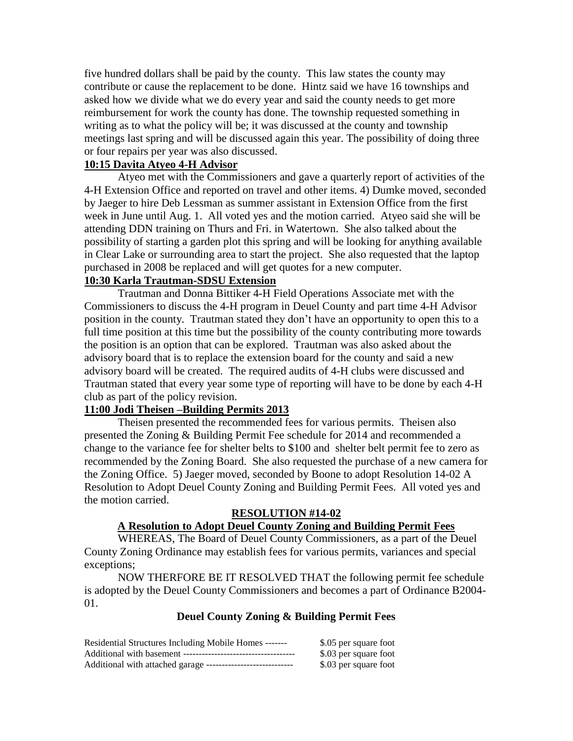five hundred dollars shall be paid by the county. This law states the county may contribute or cause the replacement to be done. Hintz said we have 16 townships and asked how we divide what we do every year and said the county needs to get more reimbursement for work the county has done. The township requested something in writing as to what the policy will be; it was discussed at the county and township meetings last spring and will be discussed again this year. The possibility of doing three or four repairs per year was also discussed.

**10:15 Davita Atyeo 4-H Advisor**

Atyeo met with the Commissioners and gave a quarterly report of activities of the 4-H Extension Office and reported on travel and other items. 4) Dumke moved, seconded by Jaeger to hire Deb Lessman as summer assistant in Extension Office from the first week in June until Aug. 1. All voted yes and the motion carried. Atyeo said she will be attending DDN training on Thurs and Fri. in Watertown. She also talked about the possibility of starting a garden plot this spring and will be looking for anything available in Clear Lake or surrounding area to start the project. She also requested that the laptop purchased in 2008 be replaced and will get quotes for a new computer.

**10:30 Karla Trautman-SDSU Extension**

Trautman and Donna Bittiker 4-H Field Operations Associate met with the Commissioners to discuss the 4-H program in Deuel County and part time 4-H Advisor position in the county. Trautman stated they don't have an opportunity to open this to a full time position at this time but the possibility of the county contributing more towards the position is an option that can be explored. Trautman was also asked about the advisory board that is to replace the extension board for the county and said a new advisory board will be created. The required audits of 4-H clubs were discussed and Trautman stated that every year some type of reporting will have to be done by each 4-H club as part of the policy revision.

**11:00 Jodi Theisen –Building Permits 2013**

Theisen presented the recommended fees for various permits. Theisen also presented the Zoning & Building Permit Fee schedule for 2014 and recommended a change to the variance fee for shelter belts to $100 and shelter belt permit fee to zero as recommended by the Zoning Board. She also requested the purchase of a new camera for the Zoning Office. 5) Jaeger moved, seconded by Boone to adopt Resolution 14-02 A Resolution to Adopt Deuel County Zoning and Building Permit Fees. All voted yes and the motion carried.

**RESOLUTION #14-02**

**A Resolution to Adopt Deuel County Zoning and Building Permit Fees**

WHEREAS, The Board of Deuel County Commissioners, as a part of the Deuel County Zoning Ordinance may establish fees for various permits, variances and special exceptions;

NOW THERFORE BE IT RESOLVED THAT the following permit fee schedule is adopted by the Deuel County Commissioners and becomes a part of Ordinance B2004-01.

**Deuel County Zoning & Building Permit Fees**

| | |
|---|---|
| Residential Structures Including Mobile Homes ------- | $.05 per square foot |
| Additional with basement ----------------------------------- | $.03 per square foot |
| Additional with attached garage ---------------------------- | $.03 per square foot |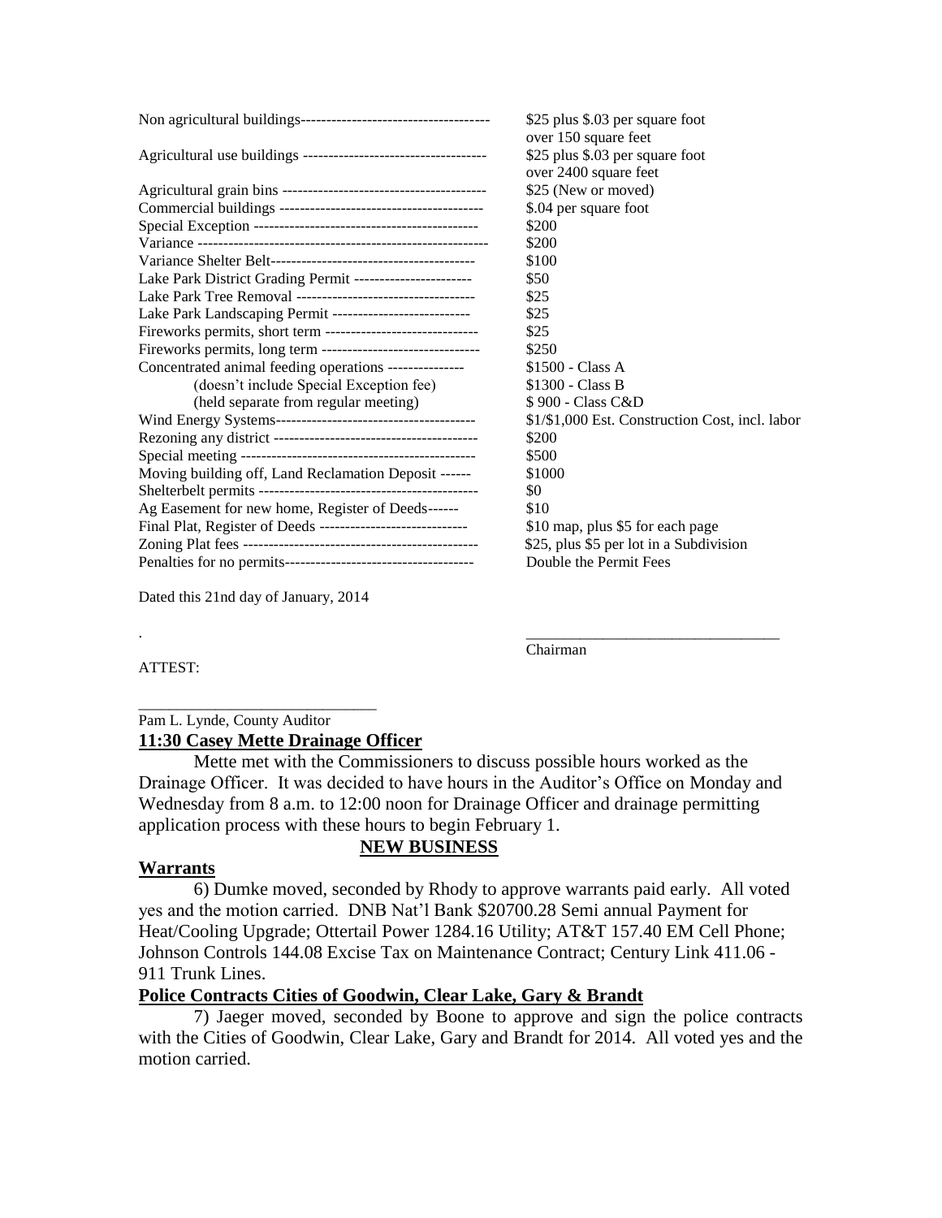| | |
|---|---|
| Non agricultural buildings------------------------------------- | $25 plus $.03 per square foot over 150 square feet |
| Agricultural use buildings ------------------------------------ | $25 plus $.03 per square foot over 2400 square feet |
| Agricultural grain bins ---------------------------------------- | $25 (New or moved) |
| Commercial buildings ---------------------------------------- | $.04 per square foot |
| Special Exception -------------------------------------------- | $200 |
| Variance ------------------------------------------------------- | $200 |
| Variance Shelter Belt---------------------------------------- | $100 |
| Lake Park District Grading Permit ----------------------- | $50 |
| Lake Park Tree Removal ----------------------------------- | $25 |
| Lake Park Landscaping Permit --------------------------- | $25 |
| Fireworks permits, short term ------------------------------ | $25 |
| Fireworks permits, long term ------------------------------- | $250 |
| Concentrated animal feeding operations --------------- (doesn't include Special Exception fee) (held separate from regular meeting) | $1500 - Class A<br>$1300 - Class B<br>$ 900 - Class C&D |
| Wind Energy Systems---------------------------------------- | $1/$1,000 Est. Construction Cost, incl. labor |
| Rezoning any district ---------------------------------------- | $200 |
| Special meeting ----------------------------------------------- | $500 |
| Moving building off, Land Reclamation Deposit ------ | $1000 |
| Shelterbelt permits ------------------------------------------- | $0 |
| Ag Easement for new home, Register of Deeds------ | $10 |
| Final Plat, Register of Deeds ----------------------------- | $10 map, plus $5 for each page |
| Zoning Plat fees ----------------------------------------------- | $25, plus $5 per lot in a Subdivision |
| Penalties for no permits------------------------------------- | Double the Permit Fees |

Dated this 21nd day of January, 2014

_________________________________
Chairman

ATTEST:

______________________________
Pam L. Lynde, County Auditor

**11:30 Casey Mette Drainage Officer**

Mette met with the Commissioners to discuss possible hours worked as the Drainage Officer. It was decided to have hours in the Auditor's Office on Monday and Wednesday from 8 a.m. to 12:00 noon for Drainage Officer and drainage permitting application process with these hours to begin February 1.

**NEW BUSINESS**

**Warrants**

6) Dumke moved, seconded by Rhody to approve warrants paid early. All voted yes and the motion carried. DNB Nat'l Bank $20700.28 Semi annual Payment for Heat/Cooling Upgrade; Ottertail Power 1284.16 Utility; AT&T 157.40 EM Cell Phone; Johnson Controls 144.08 Excise Tax on Maintenance Contract; Century Link 411.06 - 911 Trunk Lines.

**Police Contracts Cities of Goodwin, Clear Lake, Gary & Brandt**

7) Jaeger moved, seconded by Boone to approve and sign the police contracts with the Cities of Goodwin, Clear Lake, Gary and Brandt for 2014. All voted yes and the motion carried.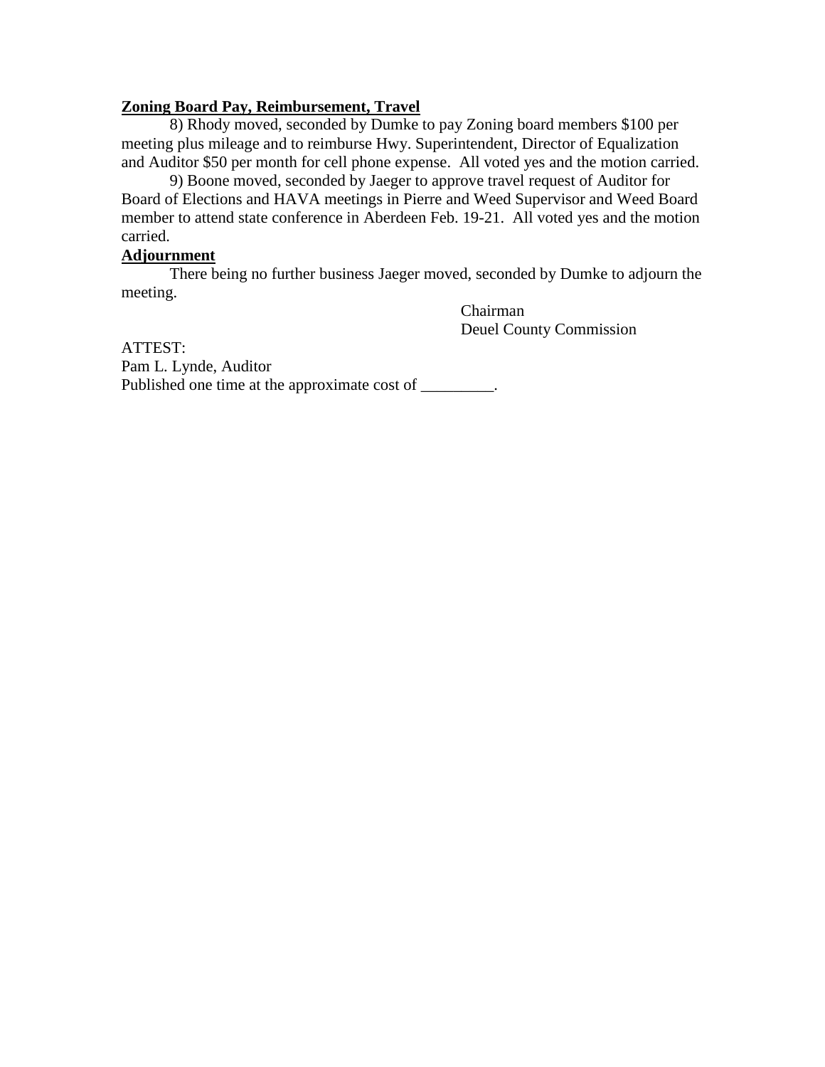**Zoning Board Pay, Reimbursement, Travel**

8) Rhody moved, seconded by Dumke to pay Zoning board members $100 per meeting plus mileage and to reimburse Hwy. Superintendent, Director of Equalization and Auditor $50 per month for cell phone expense. All voted yes and the motion carried.

9) Boone moved, seconded by Jaeger to approve travel request of Auditor for Board of Elections and HAVA meetings in Pierre and Weed Supervisor and Weed Board member to attend state conference in Aberdeen Feb. 19-21. All voted yes and the motion carried.

**Adjournment**

There being no further business Jaeger moved, seconded by Dumke to adjourn the meeting.

Chairman
Deuel County Commission

ATTEST:
Pam L. Lynde, Auditor
Published one time at the approximate cost of _________.